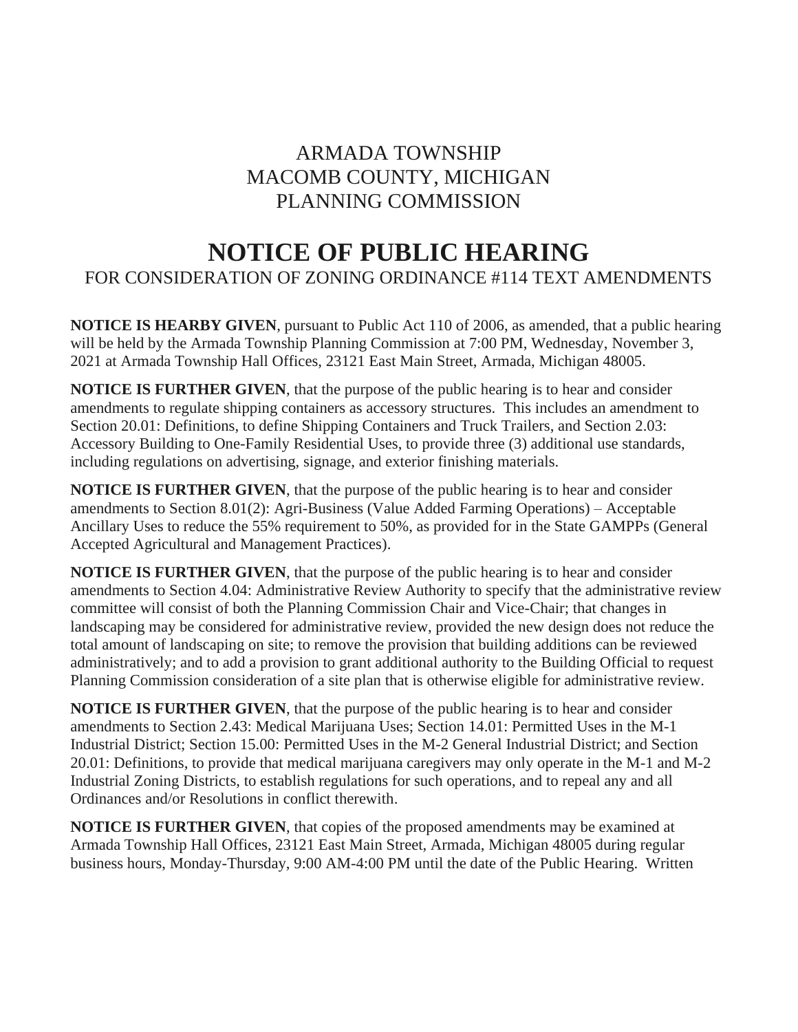ARMADA TOWNSHIP
MACOMB COUNTY, MICHIGAN
PLANNING COMMISSION

# NOTICE OF PUBLIC HEARING

FOR CONSIDERATION OF ZONING ORDINANCE #114 TEXT AMENDMENTS

**NOTICE IS HEARBY GIVEN**, pursuant to Public Act 110 of 2006, as amended, that a public hearing will be held by the Armada Township Planning Commission at 7:00 PM, Wednesday, November 3, 2021 at Armada Township Hall Offices, 23121 East Main Street, Armada, Michigan 48005.

**NOTICE IS FURTHER GIVEN**, that the purpose of the public hearing is to hear and consider amendments to regulate shipping containers as accessory structures. This includes an amendment to Section 20.01: Definitions, to define Shipping Containers and Truck Trailers, and Section 2.03: Accessory Building to One-Family Residential Uses, to provide three (3) additional use standards, including regulations on advertising, signage, and exterior finishing materials.

**NOTICE IS FURTHER GIVEN**, that the purpose of the public hearing is to hear and consider amendments to Section 8.01(2): Agri-Business (Value Added Farming Operations) – Acceptable Ancillary Uses to reduce the 55% requirement to 50%, as provided for in the State GAMPPs (General Accepted Agricultural and Management Practices).

**NOTICE IS FURTHER GIVEN**, that the purpose of the public hearing is to hear and consider amendments to Section 4.04: Administrative Review Authority to specify that the administrative review committee will consist of both the Planning Commission Chair and Vice-Chair; that changes in landscaping may be considered for administrative review, provided the new design does not reduce the total amount of landscaping on site; to remove the provision that building additions can be reviewed administratively; and to add a provision to grant additional authority to the Building Official to request Planning Commission consideration of a site plan that is otherwise eligible for administrative review.

**NOTICE IS FURTHER GIVEN**, that the purpose of the public hearing is to hear and consider amendments to Section 2.43: Medical Marijuana Uses; Section 14.01: Permitted Uses in the M-1 Industrial District; Section 15.00: Permitted Uses in the M-2 General Industrial District; and Section 20.01: Definitions, to provide that medical marijuana caregivers may only operate in the M-1 and M-2 Industrial Zoning Districts, to establish regulations for such operations, and to repeal any and all Ordinances and/or Resolutions in conflict therewith.

**NOTICE IS FURTHER GIVEN**, that copies of the proposed amendments may be examined at Armada Township Hall Offices, 23121 East Main Street, Armada, Michigan 48005 during regular business hours, Monday-Thursday, 9:00 AM-4:00 PM until the date of the Public Hearing. Written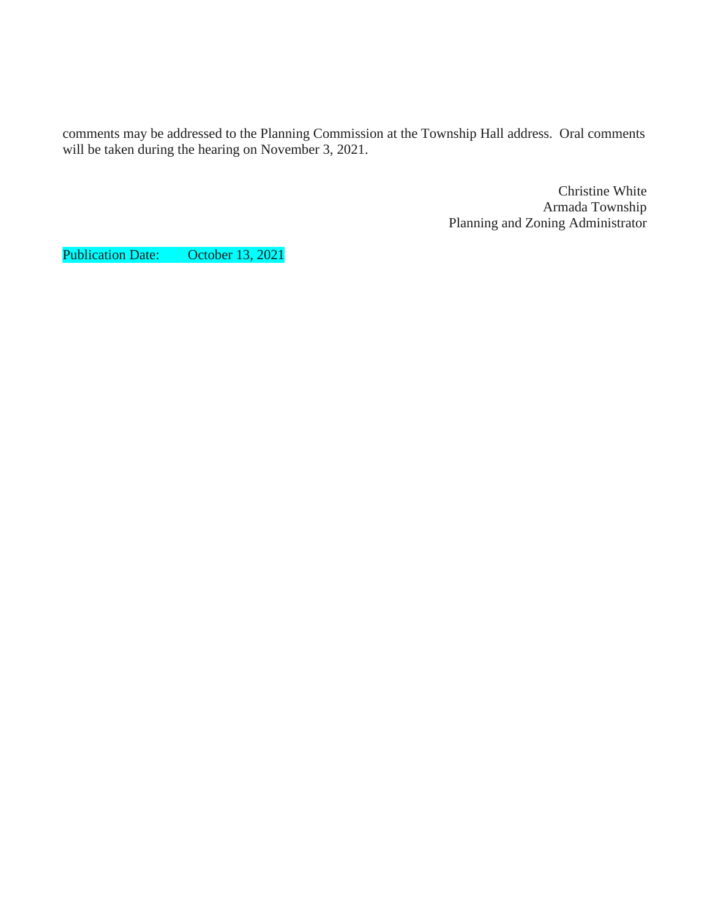comments may be addressed to the Planning Commission at the Township Hall address. Oral comments will be taken during the hearing on November 3, 2021.

Christine White
Armada Township
Planning and Zoning Administrator

Publication Date: October 13, 2021